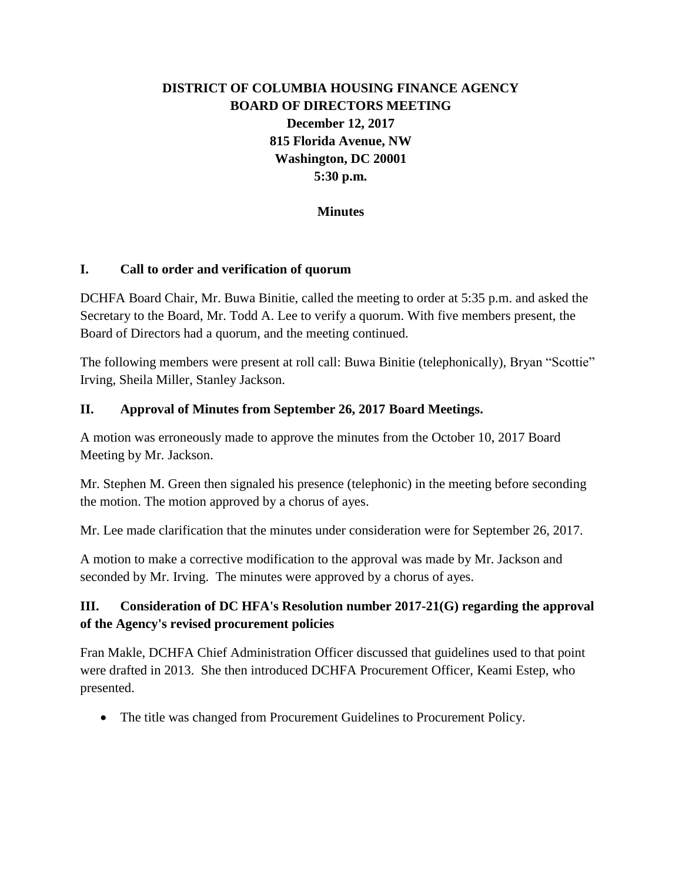# DISTRICT OF COLUMBIA HOUSING FINANCE AGENCY
# BOARD OF DIRECTORS MEETING

**December 12, 2017**
**815 Florida Avenue, NW**
**Washington, DC 20001**
**5:30 p.m.**

**Minutes**

## I. Call to order and verification of quorum

DCHFA Board Chair, Mr. Buwa Binitie, called the meeting to order at 5:35 p.m. and asked the Secretary to the Board, Mr. Todd A. Lee to verify a quorum. With five members present, the Board of Directors had a quorum, and the meeting continued.

The following members were present at roll call: Buwa Binitie (telephonically), Bryan "Scottie" Irving, Sheila Miller, Stanley Jackson.

## II. Approval of Minutes from September 26, 2017 Board Meetings.

A motion was erroneously made to approve the minutes from the October 10, 2017 Board Meeting by Mr. Jackson.

Mr. Stephen M. Green then signaled his presence (telephonic) in the meeting before seconding the motion. The motion approved by a chorus of ayes.

Mr. Lee made clarification that the minutes under consideration were for September 26, 2017.

A motion to make a corrective modification to the approval was made by Mr. Jackson and seconded by Mr. Irving. The minutes were approved by a chorus of ayes.

## III. Consideration of DC HFA's Resolution number 2017-21(G) regarding the approval of the Agency's revised procurement policies

Fran Makle, DCHFA Chief Administration Officer discussed that guidelines used to that point were drafted in 2013. She then introduced DCHFA Procurement Officer, Keami Estep, who presented.

- The title was changed from Procurement Guidelines to Procurement Policy.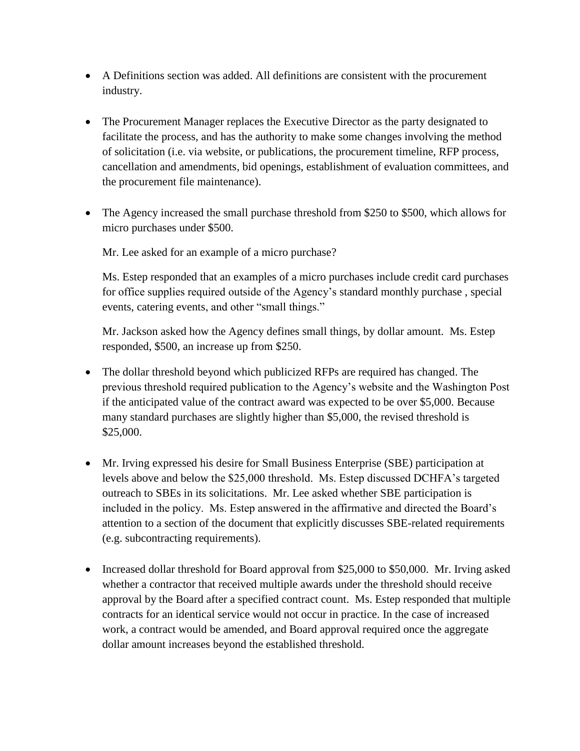- A Definitions section was added. All definitions are consistent with the procurement industry.

- The Procurement Manager replaces the Executive Director as the party designated to facilitate the process, and has the authority to make some changes involving the method of solicitation (i.e. via website, or publications, the procurement timeline, RFP process, cancellation and amendments, bid openings, establishment of evaluation committees, and the procurement file maintenance).

- The Agency increased the small purchase threshold from $250 to $500, which allows for micro purchases under $500.

  Mr. Lee asked for an example of a micro purchase?

  Ms. Estep responded that an examples of a micro purchases include credit card purchases for office supplies required outside of the Agency's standard monthly purchase , special events, catering events, and other "small things."

  Mr. Jackson asked how the Agency defines small things, by dollar amount. Ms. Estep responded, $500, an increase up from $250.

- The dollar threshold beyond which publicized RFPs are required has changed. The previous threshold required publication to the Agency's website and the Washington Post if the anticipated value of the contract award was expected to be over $5,000. Because many standard purchases are slightly higher than $5,000, the revised threshold is $25,000.

- Mr. Irving expressed his desire for Small Business Enterprise (SBE) participation at levels above and below the $25,000 threshold. Ms. Estep discussed DCHFA's targeted outreach to SBEs in its solicitations. Mr. Lee asked whether SBE participation is included in the policy. Ms. Estep answered in the affirmative and directed the Board's attention to a section of the document that explicitly discusses SBE-related requirements (e.g. subcontracting requirements).

- Increased dollar threshold for Board approval from $25,000 to $50,000. Mr. Irving asked whether a contractor that received multiple awards under the threshold should receive approval by the Board after a specified contract count. Ms. Estep responded that multiple contracts for an identical service would not occur in practice. In the case of increased work, a contract would be amended, and Board approval required once the aggregate dollar amount increases beyond the established threshold.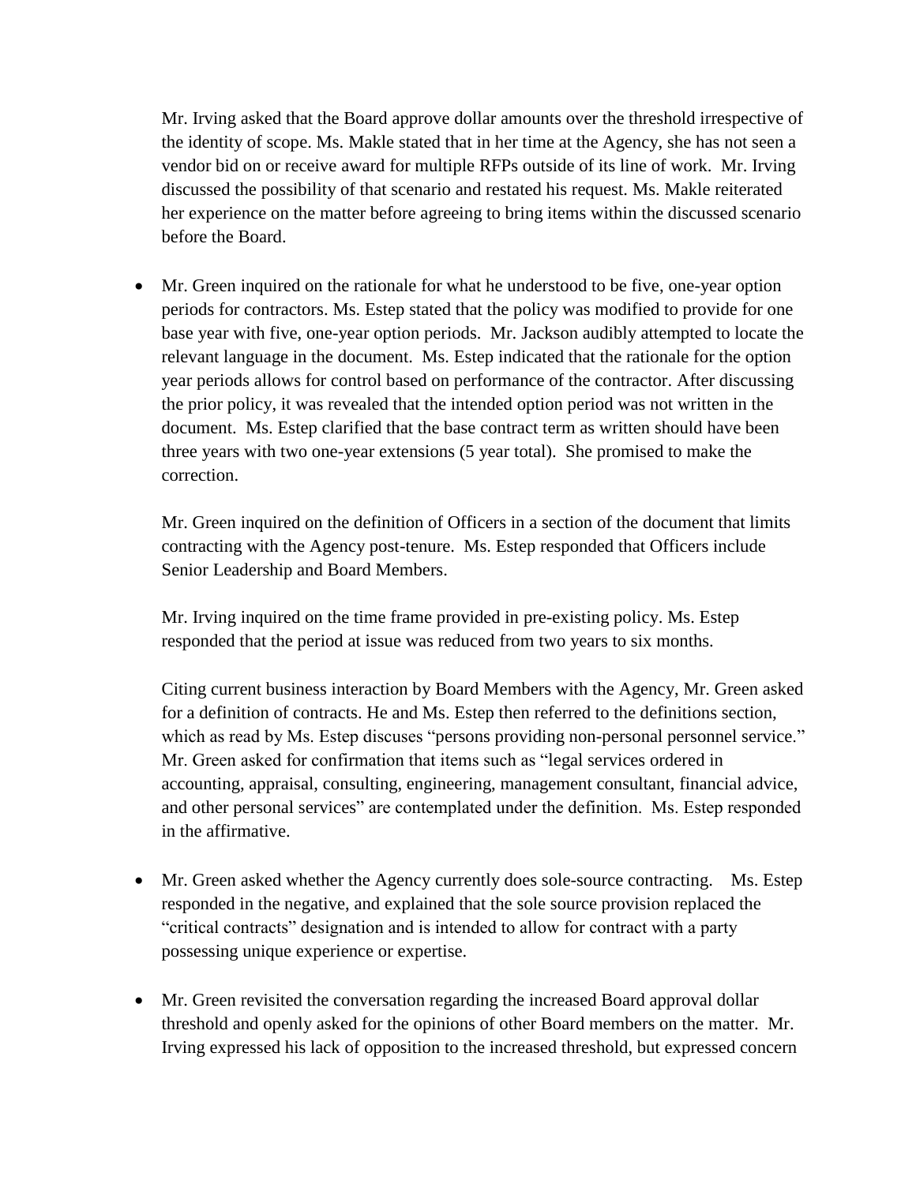Mr. Irving asked that the Board approve dollar amounts over the threshold irrespective of the identity of scope. Ms. Makle stated that in her time at the Agency, she has not seen a vendor bid on or receive award for multiple RFPs outside of its line of work. Mr. Irving discussed the possibility of that scenario and restated his request. Ms. Makle reiterated her experience on the matter before agreeing to bring items within the discussed scenario before the Board.

- Mr. Green inquired on the rationale for what he understood to be five, one-year option periods for contractors. Ms. Estep stated that the policy was modified to provide for one base year with five, one-year option periods. Mr. Jackson audibly attempted to locate the relevant language in the document. Ms. Estep indicated that the rationale for the option year periods allows for control based on performance of the contractor. After discussing the prior policy, it was revealed that the intended option period was not written in the document. Ms. Estep clarified that the base contract term as written should have been three years with two one-year extensions (5 year total). She promised to make the correction.

  Mr. Green inquired on the definition of Officers in a section of the document that limits contracting with the Agency post-tenure. Ms. Estep responded that Officers include Senior Leadership and Board Members.

  Mr. Irving inquired on the time frame provided in pre-existing policy. Ms. Estep responded that the period at issue was reduced from two years to six months.

  Citing current business interaction by Board Members with the Agency, Mr. Green asked for a definition of contracts. He and Ms. Estep then referred to the definitions section, which as read by Ms. Estep discuses "persons providing non-personal personnel service." Mr. Green asked for confirmation that items such as "legal services ordered in accounting, appraisal, consulting, engineering, management consultant, financial advice, and other personal services" are contemplated under the definition. Ms. Estep responded in the affirmative.

- Mr. Green asked whether the Agency currently does sole-source contracting. Ms. Estep responded in the negative, and explained that the sole source provision replaced the "critical contracts" designation and is intended to allow for contract with a party possessing unique experience or expertise.

- Mr. Green revisited the conversation regarding the increased Board approval dollar threshold and openly asked for the opinions of other Board members on the matter. Mr. Irving expressed his lack of opposition to the increased threshold, but expressed concern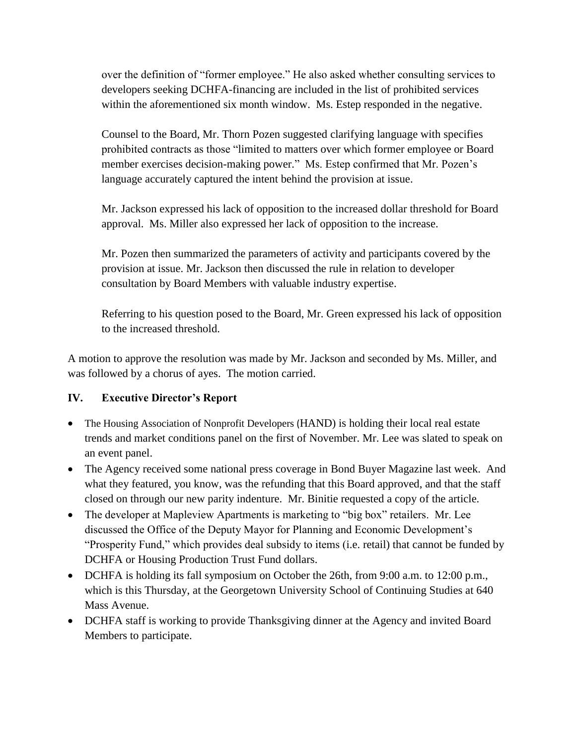over the definition of "former employee." He also asked whether consulting services to developers seeking DCHFA-financing are included in the list of prohibited services within the aforementioned six month window. Ms. Estep responded in the negative.

Counsel to the Board, Mr. Thorn Pozen suggested clarifying language with specifies prohibited contracts as those "limited to matters over which former employee or Board member exercises decision-making power." Ms. Estep confirmed that Mr. Pozen's language accurately captured the intent behind the provision at issue.

Mr. Jackson expressed his lack of opposition to the increased dollar threshold for Board approval. Ms. Miller also expressed her lack of opposition to the increase.

Mr. Pozen then summarized the parameters of activity and participants covered by the provision at issue. Mr. Jackson then discussed the rule in relation to developer consultation by Board Members with valuable industry expertise.

Referring to his question posed to the Board, Mr. Green expressed his lack of opposition to the increased threshold.

A motion to approve the resolution was made by Mr. Jackson and seconded by Ms. Miller, and was followed by a chorus of ayes. The motion carried.

## IV. Executive Director's Report

- The Housing Association of Nonprofit Developers (HAND) is holding their local real estate trends and market conditions panel on the first of November. Mr. Lee was slated to speak on an event panel.
- The Agency received some national press coverage in Bond Buyer Magazine last week. And what they featured, you know, was the refunding that this Board approved, and that the staff closed on through our new parity indenture. Mr. Binitie requested a copy of the article.
- The developer at Mapleview Apartments is marketing to "big box" retailers. Mr. Lee discussed the Office of the Deputy Mayor for Planning and Economic Development's "Prosperity Fund," which provides deal subsidy to items (i.e. retail) that cannot be funded by DCHFA or Housing Production Trust Fund dollars.
- DCHFA is holding its fall symposium on October the 26th, from 9:00 a.m. to 12:00 p.m., which is this Thursday, at the Georgetown University School of Continuing Studies at 640 Mass Avenue.
- DCHFA staff is working to provide Thanksgiving dinner at the Agency and invited Board Members to participate.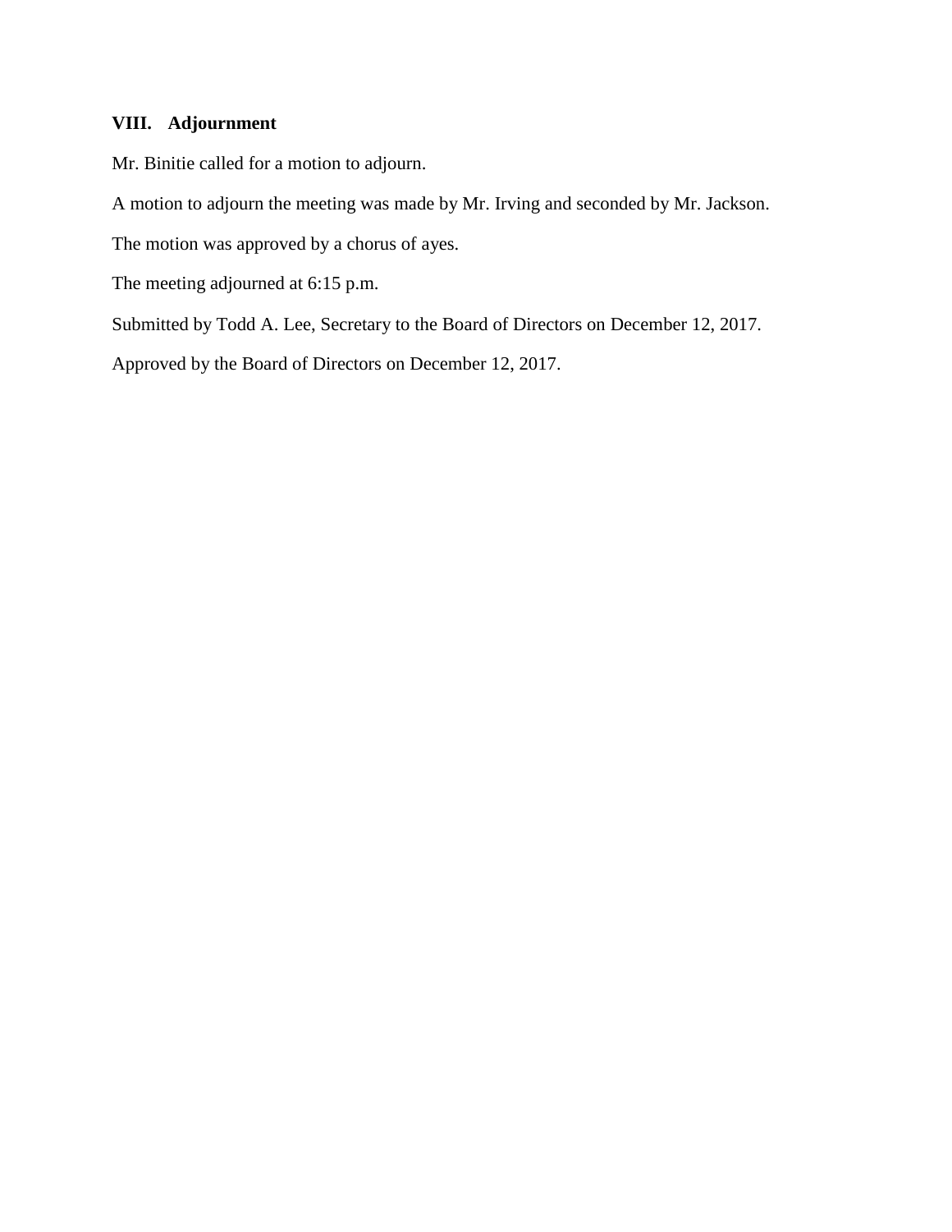## VIII. Adjournment

Mr. Binitie called for a motion to adjourn.

A motion to adjourn the meeting was made by Mr. Irving and seconded by Mr. Jackson.

The motion was approved by a chorus of ayes.

The meeting adjourned at 6:15 p.m.

Submitted by Todd A. Lee, Secretary to the Board of Directors on December 12, 2017.

Approved by the Board of Directors on December 12, 2017.